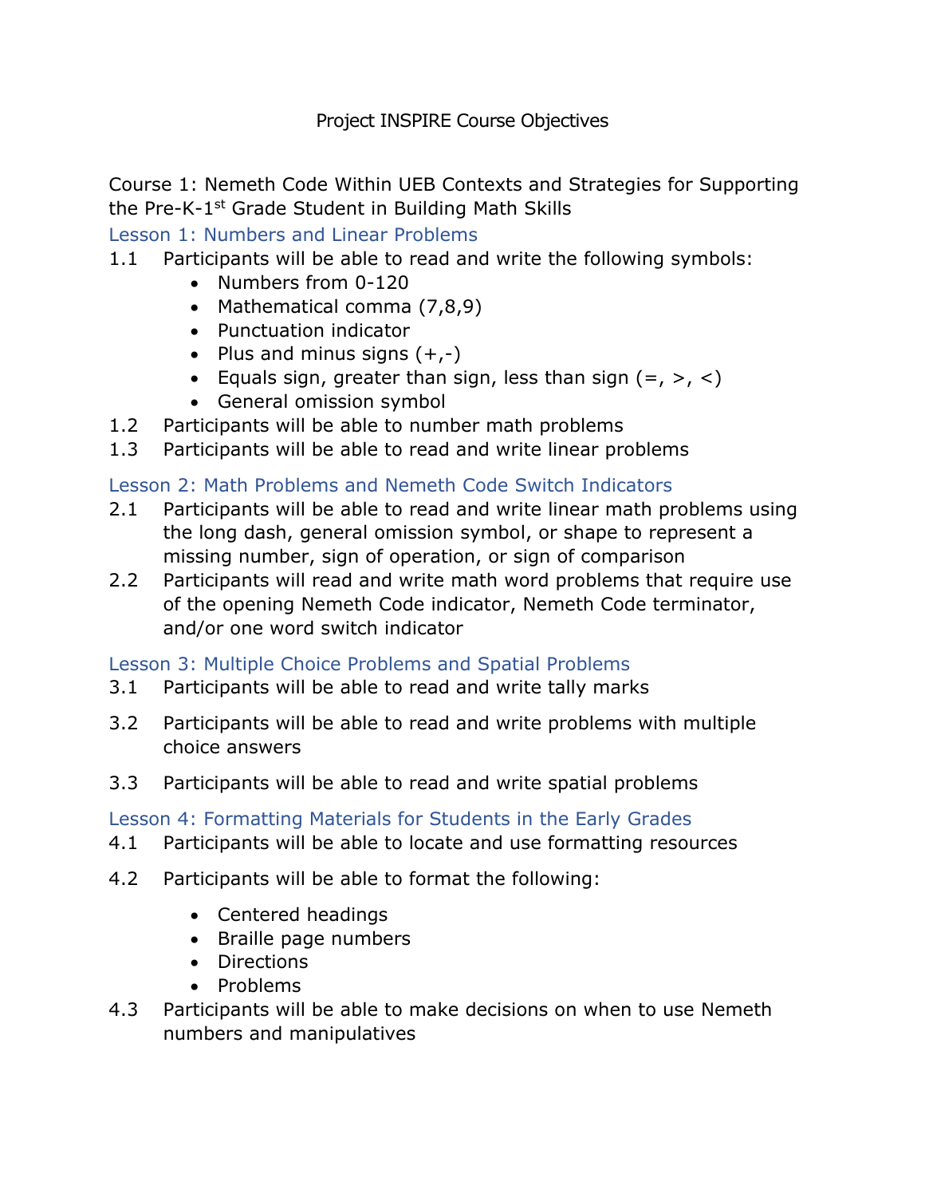# Project INSPIRE Course Objectives

## Course 1: Nemeth Code Within UEB Contexts and Strategies for Supporting the Pre-K-1st Grade Student in Building Math Skills

### Lesson 1: Numbers and Linear Problems

1.1 Participants will be able to read and write the following symbols:

- Numbers from 0-120
- Mathematical comma (7,8,9)
- Punctuation indicator
- Plus and minus signs (+,-)
- Equals sign, greater than sign, less than sign (=, >, <)
- General omission symbol

1.2 Participants will be able to number math problems

1.3 Participants will be able to read and write linear problems

### Lesson 2: Math Problems and Nemeth Code Switch Indicators

2.1 Participants will be able to read and write linear math problems using the long dash, general omission symbol, or shape to represent a missing number, sign of operation, or sign of comparison

2.2 Participants will read and write math word problems that require use of the opening Nemeth Code indicator, Nemeth Code terminator, and/or one word switch indicator

### Lesson 3: Multiple Choice Problems and Spatial Problems

3.1 Participants will be able to read and write tally marks

3.2 Participants will be able to read and write problems with multiple choice answers

3.3 Participants will be able to read and write spatial problems

### Lesson 4: Formatting Materials for Students in the Early Grades

4.1 Participants will be able to locate and use formatting resources

4.2 Participants will be able to format the following:

- Centered headings
- Braille page numbers
- Directions
- Problems

4.3 Participants will be able to make decisions on when to use Nemeth numbers and manipulatives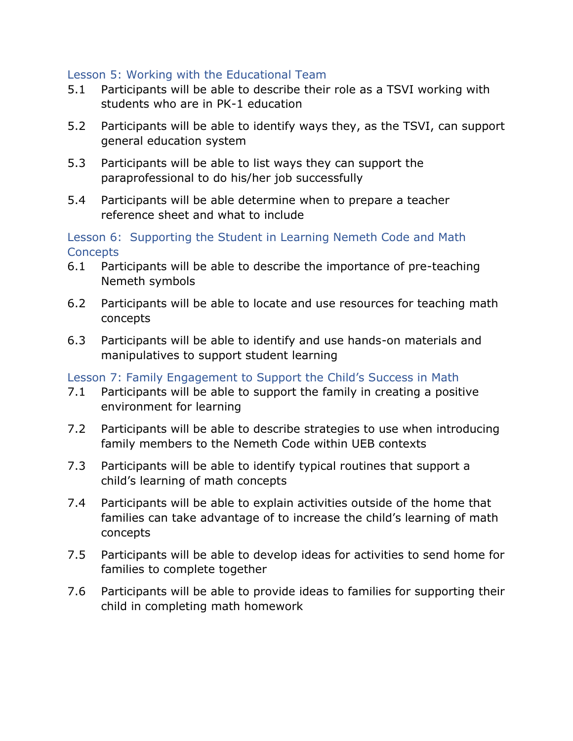### Lesson 5: Working with the Educational Team

5.1 Participants will be able to describe their role as a TSVI working with students who are in PK-1 education

5.2 Participants will be able to identify ways they, as the TSVI, can support general education system

5.3 Participants will be able to list ways they can support the paraprofessional to do his/her job successfully

5.4 Participants will be able determine when to prepare a teacher reference sheet and what to include

### Lesson 6: Supporting the Student in Learning Nemeth Code and Math Concepts

6.1 Participants will be able to describe the importance of pre-teaching Nemeth symbols

6.2 Participants will be able to locate and use resources for teaching math concepts

6.3 Participants will be able to identify and use hands-on materials and manipulatives to support student learning

### Lesson 7: Family Engagement to Support the Child's Success in Math

7.1 Participants will be able to support the family in creating a positive environment for learning

7.2 Participants will be able to describe strategies to use when introducing family members to the Nemeth Code within UEB contexts

7.3 Participants will be able to identify typical routines that support a child's learning of math concepts

7.4 Participants will be able to explain activities outside of the home that families can take advantage of to increase the child's learning of math concepts

7.5 Participants will be able to develop ideas for activities to send home for families to complete together

7.6 Participants will be able to provide ideas to families for supporting their child in completing math homework